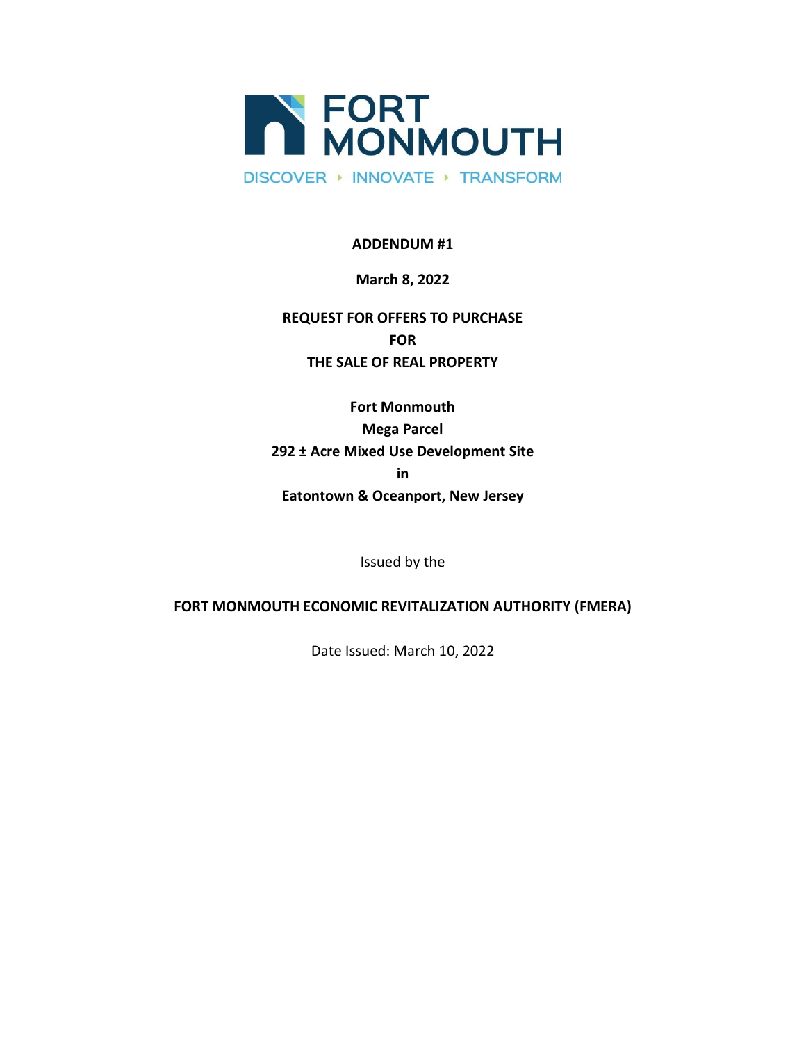FORT MONMOUTH

DISCOVER ‣ INNOVATE ‣ TRANSFORM

**ADDENDUM #1**

**March 8, 2022**

**REQUEST FOR OFFERS TO PURCHASE
FOR
THE SALE OF REAL PROPERTY**

**Fort Monmouth
Mega Parcel
292 ± Acre Mixed Use Development Site
in
Eatontown & Oceanport, New Jersey**

Issued by the

**FORT MONMOUTH ECONOMIC REVITALIZATION AUTHORITY (FMERA)**

Date Issued: March 10, 2022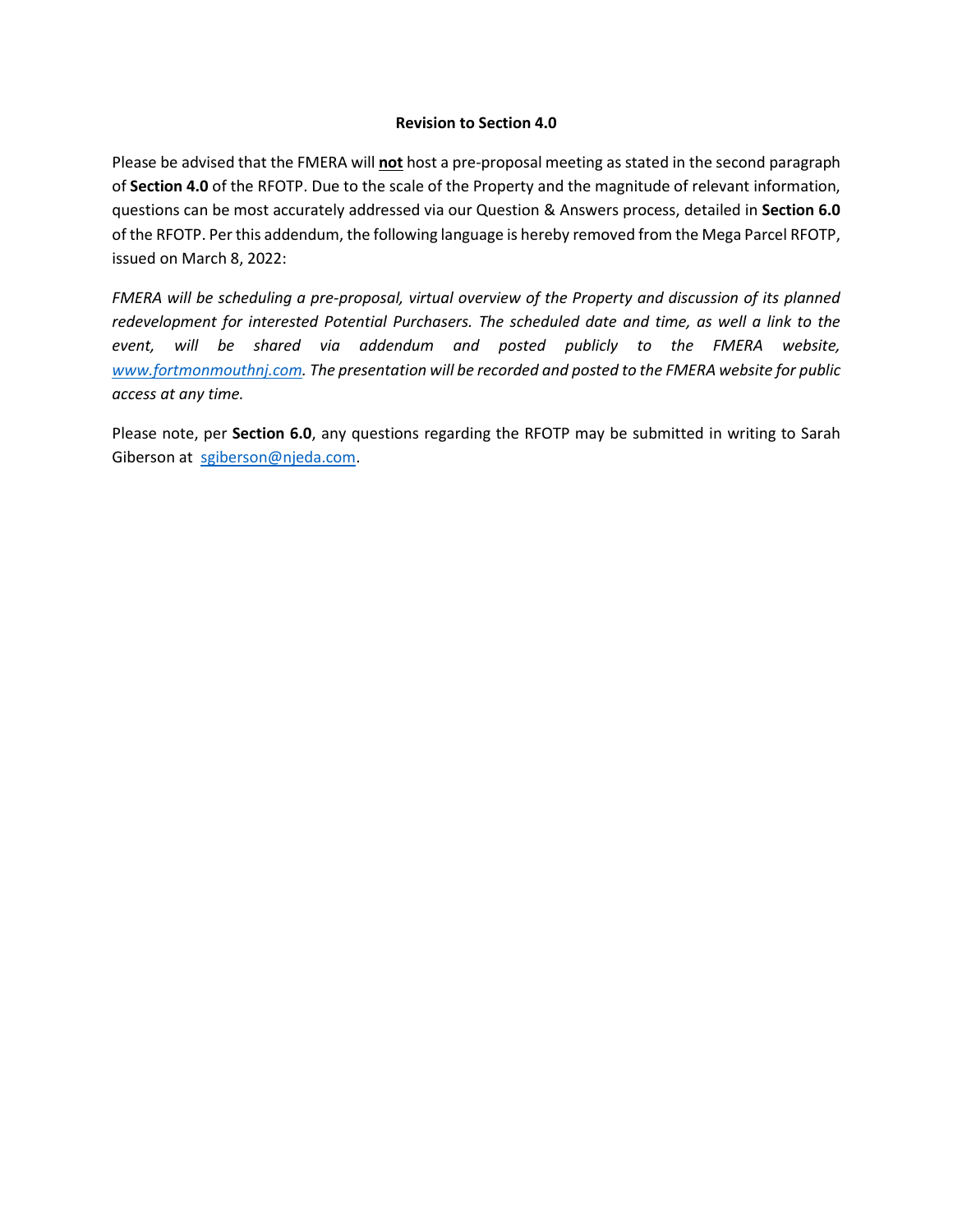## Revision to Section 4.0

Please be advised that the FMERA will **not** host a pre-proposal meeting as stated in the second paragraph of **Section 4.0** of the RFOTP. Due to the scale of the Property and the magnitude of relevant information, questions can be most accurately addressed via our Question & Answers process, detailed in **Section 6.0** of the RFOTP. Per this addendum, the following language is hereby removed from the Mega Parcel RFOTP, issued on March 8, 2022:

*FMERA will be scheduling a pre-proposal, virtual overview of the Property and discussion of its planned redevelopment for interested Potential Purchasers. The scheduled date and time, as well a link to the event, will be shared via addendum and posted publicly to the FMERA website, [www.fortmonmouthnj.com](www.fortmonmouthnj.com). The presentation will be recorded and posted to the FMERA website for public access at any time.*

Please note, per **Section 6.0**, any questions regarding the RFOTP may be submitted in writing to Sarah Giberson at [sgiberson@njeda.com](mailto:sgiberson@njeda.com).